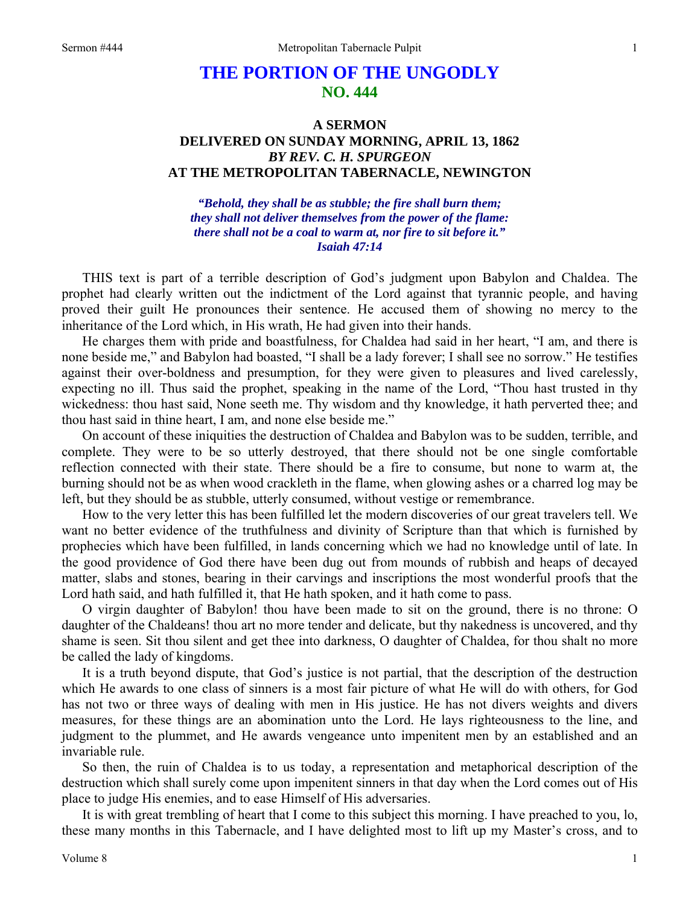# THE PORTION OF THE UNGODLY
## NO. 444

### A SERMON
### DELIVERED ON SUNDAY MORNING, APRIL 13, 1862
### *BY REV. C. H. SPURGEON*
### AT THE METROPOLITAN TABERNACLE, NEWINGTON

*"Behold, they shall be as stubble; the fire shall burn them; they shall not deliver themselves from the power of the flame: there shall not be a coal to warm at, nor fire to sit before it." Isaiah 47:14*

THIS text is part of a terrible description of God's judgment upon Babylon and Chaldea. The prophet had clearly written out the indictment of the Lord against that tyrannic people, and having proved their guilt He pronounces their sentence. He accused them of showing no mercy to the inheritance of the Lord which, in His wrath, He had given into their hands.

He charges them with pride and boastfulness, for Chaldea had said in her heart, "I am, and there is none beside me," and Babylon had boasted, "I shall be a lady forever; I shall see no sorrow." He testifies against their over-boldness and presumption, for they were given to pleasures and lived carelessly, expecting no ill. Thus said the prophet, speaking in the name of the Lord, "Thou hast trusted in thy wickedness: thou hast said, None seeth me. Thy wisdom and thy knowledge, it hath perverted thee; and thou hast said in thine heart, I am, and none else beside me."

On account of these iniquities the destruction of Chaldea and Babylon was to be sudden, terrible, and complete. They were to be so utterly destroyed, that there should not be one single comfortable reflection connected with their state. There should be a fire to consume, but none to warm at, the burning should not be as when wood crackleth in the flame, when glowing ashes or a charred log may be left, but they should be as stubble, utterly consumed, without vestige or remembrance.

How to the very letter this has been fulfilled let the modern discoveries of our great travelers tell. We want no better evidence of the truthfulness and divinity of Scripture than that which is furnished by prophecies which have been fulfilled, in lands concerning which we had no knowledge until of late. In the good providence of God there have been dug out from mounds of rubbish and heaps of decayed matter, slabs and stones, bearing in their carvings and inscriptions the most wonderful proofs that the Lord hath said, and hath fulfilled it, that He hath spoken, and it hath come to pass.

O virgin daughter of Babylon! thou have been made to sit on the ground, there is no throne: O daughter of the Chaldeans! thou art no more tender and delicate, but thy nakedness is uncovered, and thy shame is seen. Sit thou silent and get thee into darkness, O daughter of Chaldea, for thou shalt no more be called the lady of kingdoms.

It is a truth beyond dispute, that God's justice is not partial, that the description of the destruction which He awards to one class of sinners is a most fair picture of what He will do with others, for God has not two or three ways of dealing with men in His justice. He has not divers weights and divers measures, for these things are an abomination unto the Lord. He lays righteousness to the line, and judgment to the plummet, and He awards vengeance unto impenitent men by an established and an invariable rule.

So then, the ruin of Chaldea is to us today, a representation and metaphorical description of the destruction which shall surely come upon impenitent sinners in that day when the Lord comes out of His place to judge His enemies, and to ease Himself of His adversaries.

It is with great trembling of heart that I come to this subject this morning. I have preached to you, lo, these many months in this Tabernacle, and I have delighted most to lift up my Master's cross, and to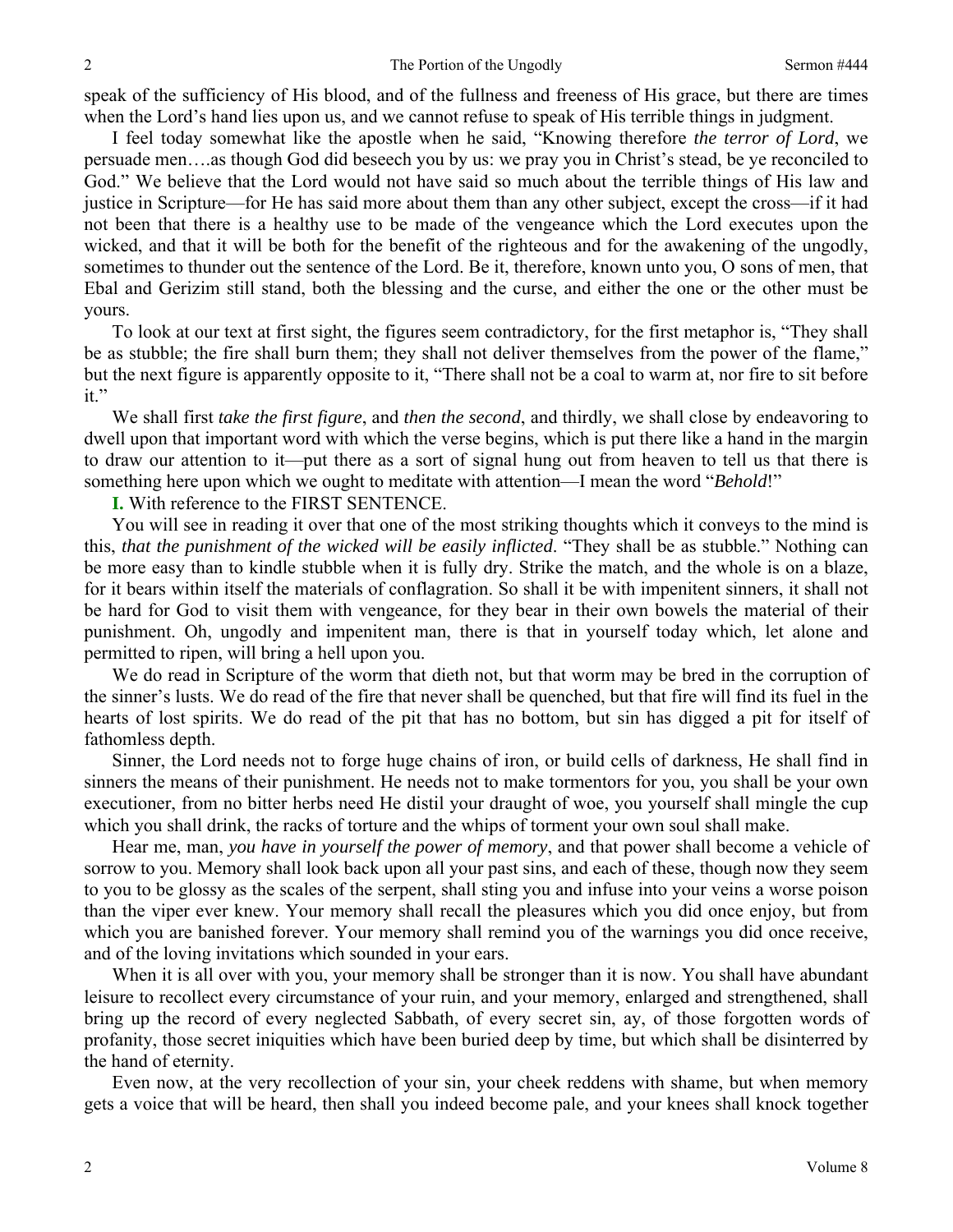speak of the sufficiency of His blood, and of the fullness and freeness of His grace, but there are times when the Lord's hand lies upon us, and we cannot refuse to speak of His terrible things in judgment.

I feel today somewhat like the apostle when he said, "Knowing therefore *the terror of Lord*, we persuade men….as though God did beseech you by us: we pray you in Christ's stead, be ye reconciled to God." We believe that the Lord would not have said so much about the terrible things of His law and justice in Scripture—for He has said more about them than any other subject, except the cross—if it had not been that there is a healthy use to be made of the vengeance which the Lord executes upon the wicked, and that it will be both for the benefit of the righteous and for the awakening of the ungodly, sometimes to thunder out the sentence of the Lord. Be it, therefore, known unto you, O sons of men, that Ebal and Gerizim still stand, both the blessing and the curse, and either the one or the other must be yours.

To look at our text at first sight, the figures seem contradictory, for the first metaphor is, "They shall be as stubble; the fire shall burn them; they shall not deliver themselves from the power of the flame," but the next figure is apparently opposite to it, "There shall not be a coal to warm at, nor fire to sit before it."

We shall first *take the first figure*, and *then the second*, and thirdly, we shall close by endeavoring to dwell upon that important word with which the verse begins, which is put there like a hand in the margin to draw our attention to it—put there as a sort of signal hung out from heaven to tell us that there is something here upon which we ought to meditate with attention—I mean the word "*Behold*!"

**I.** With reference to the FIRST SENTENCE.

You will see in reading it over that one of the most striking thoughts which it conveys to the mind is this, *that the punishment of the wicked will be easily inflicted*. "They shall be as stubble." Nothing can be more easy than to kindle stubble when it is fully dry. Strike the match, and the whole is on a blaze, for it bears within itself the materials of conflagration. So shall it be with impenitent sinners, it shall not be hard for God to visit them with vengeance, for they bear in their own bowels the material of their punishment. Oh, ungodly and impenitent man, there is that in yourself today which, let alone and permitted to ripen, will bring a hell upon you.

We do read in Scripture of the worm that dieth not, but that worm may be bred in the corruption of the sinner's lusts. We do read of the fire that never shall be quenched, but that fire will find its fuel in the hearts of lost spirits. We do read of the pit that has no bottom, but sin has digged a pit for itself of fathomless depth.

Sinner, the Lord needs not to forge huge chains of iron, or build cells of darkness, He shall find in sinners the means of their punishment. He needs not to make tormentors for you, you shall be your own executioner, from no bitter herbs need He distil your draught of woe, you yourself shall mingle the cup which you shall drink, the racks of torture and the whips of torment your own soul shall make.

Hear me, man, *you have in yourself the power of memory*, and that power shall become a vehicle of sorrow to you. Memory shall look back upon all your past sins, and each of these, though now they seem to you to be glossy as the scales of the serpent, shall sting you and infuse into your veins a worse poison than the viper ever knew. Your memory shall recall the pleasures which you did once enjoy, but from which you are banished forever. Your memory shall remind you of the warnings you did once receive, and of the loving invitations which sounded in your ears.

When it is all over with you, your memory shall be stronger than it is now. You shall have abundant leisure to recollect every circumstance of your ruin, and your memory, enlarged and strengthened, shall bring up the record of every neglected Sabbath, of every secret sin, ay, of those forgotten words of profanity, those secret iniquities which have been buried deep by time, but which shall be disinterred by the hand of eternity.

Even now, at the very recollection of your sin, your cheek reddens with shame, but when memory gets a voice that will be heard, then shall you indeed become pale, and your knees shall knock together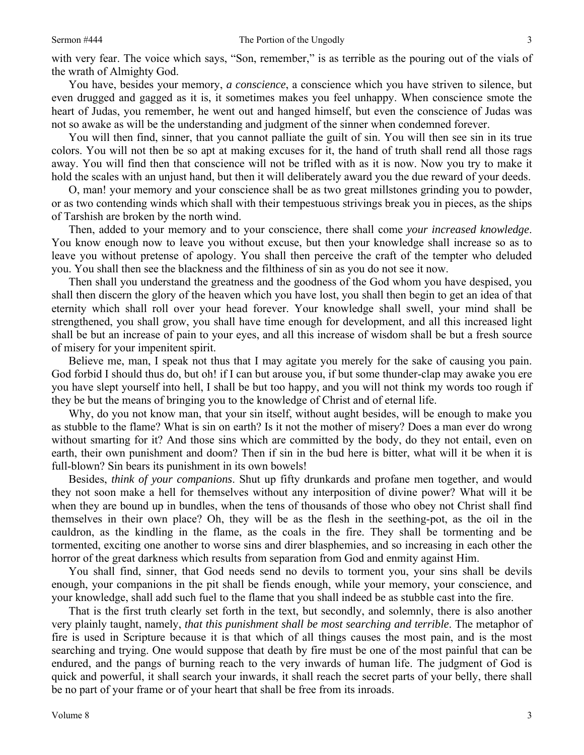with very fear. The voice which says, "Son, remember," is as terrible as the pouring out of the vials of the wrath of Almighty God.

You have, besides your memory, *a conscience*, a conscience which you have striven to silence, but even drugged and gagged as it is, it sometimes makes you feel unhappy. When conscience smote the heart of Judas, you remember, he went out and hanged himself, but even the conscience of Judas was not so awake as will be the understanding and judgment of the sinner when condemned forever.

You will then find, sinner, that you cannot palliate the guilt of sin. You will then see sin in its true colors. You will not then be so apt at making excuses for it, the hand of truth shall rend all those rags away. You will find then that conscience will not be trifled with as it is now. Now you try to make it hold the scales with an unjust hand, but then it will deliberately award you the due reward of your deeds.

O, man! your memory and your conscience shall be as two great millstones grinding you to powder, or as two contending winds which shall with their tempestuous strivings break you in pieces, as the ships of Tarshish are broken by the north wind.

Then, added to your memory and to your conscience, there shall come *your increased knowledge*. You know enough now to leave you without excuse, but then your knowledge shall increase so as to leave you without pretense of apology. You shall then perceive the craft of the tempter who deluded you. You shall then see the blackness and the filthiness of sin as you do not see it now.

Then shall you understand the greatness and the goodness of the God whom you have despised, you shall then discern the glory of the heaven which you have lost, you shall then begin to get an idea of that eternity which shall roll over your head forever. Your knowledge shall swell, your mind shall be strengthened, you shall grow, you shall have time enough for development, and all this increased light shall be but an increase of pain to your eyes, and all this increase of wisdom shall be but a fresh source of misery for your impenitent spirit.

Believe me, man, I speak not thus that I may agitate you merely for the sake of causing you pain. God forbid I should thus do, but oh! if I can but arouse you, if but some thunder-clap may awake you ere you have slept yourself into hell, I shall be but too happy, and you will not think my words too rough if they be but the means of bringing you to the knowledge of Christ and of eternal life.

Why, do you not know man, that your sin itself, without aught besides, will be enough to make you as stubble to the flame? What is sin on earth? Is it not the mother of misery? Does a man ever do wrong without smarting for it? And those sins which are committed by the body, do they not entail, even on earth, their own punishment and doom? Then if sin in the bud here is bitter, what will it be when it is full-blown? Sin bears its punishment in its own bowels!

Besides, *think of your companions*. Shut up fifty drunkards and profane men together, and would they not soon make a hell for themselves without any interposition of divine power? What will it be when they are bound up in bundles, when the tens of thousands of those who obey not Christ shall find themselves in their own place? Oh, they will be as the flesh in the seething-pot, as the oil in the cauldron, as the kindling in the flame, as the coals in the fire. They shall be tormenting and be tormented, exciting one another to worse sins and direr blasphemies, and so increasing in each other the horror of the great darkness which results from separation from God and enmity against Him.

You shall find, sinner, that God needs send no devils to torment you, your sins shall be devils enough, your companions in the pit shall be fiends enough, while your memory, your conscience, and your knowledge, shall add such fuel to the flame that you shall indeed be as stubble cast into the fire.

That is the first truth clearly set forth in the text, but secondly, and solemnly, there is also another very plainly taught, namely, *that this punishment shall be most searching and terrible*. The metaphor of fire is used in Scripture because it is that which of all things causes the most pain, and is the most searching and trying. One would suppose that death by fire must be one of the most painful that can be endured, and the pangs of burning reach to the very inwards of human life. The judgment of God is quick and powerful, it shall search your inwards, it shall reach the secret parts of your belly, there shall be no part of your frame or of your heart that shall be free from its inroads.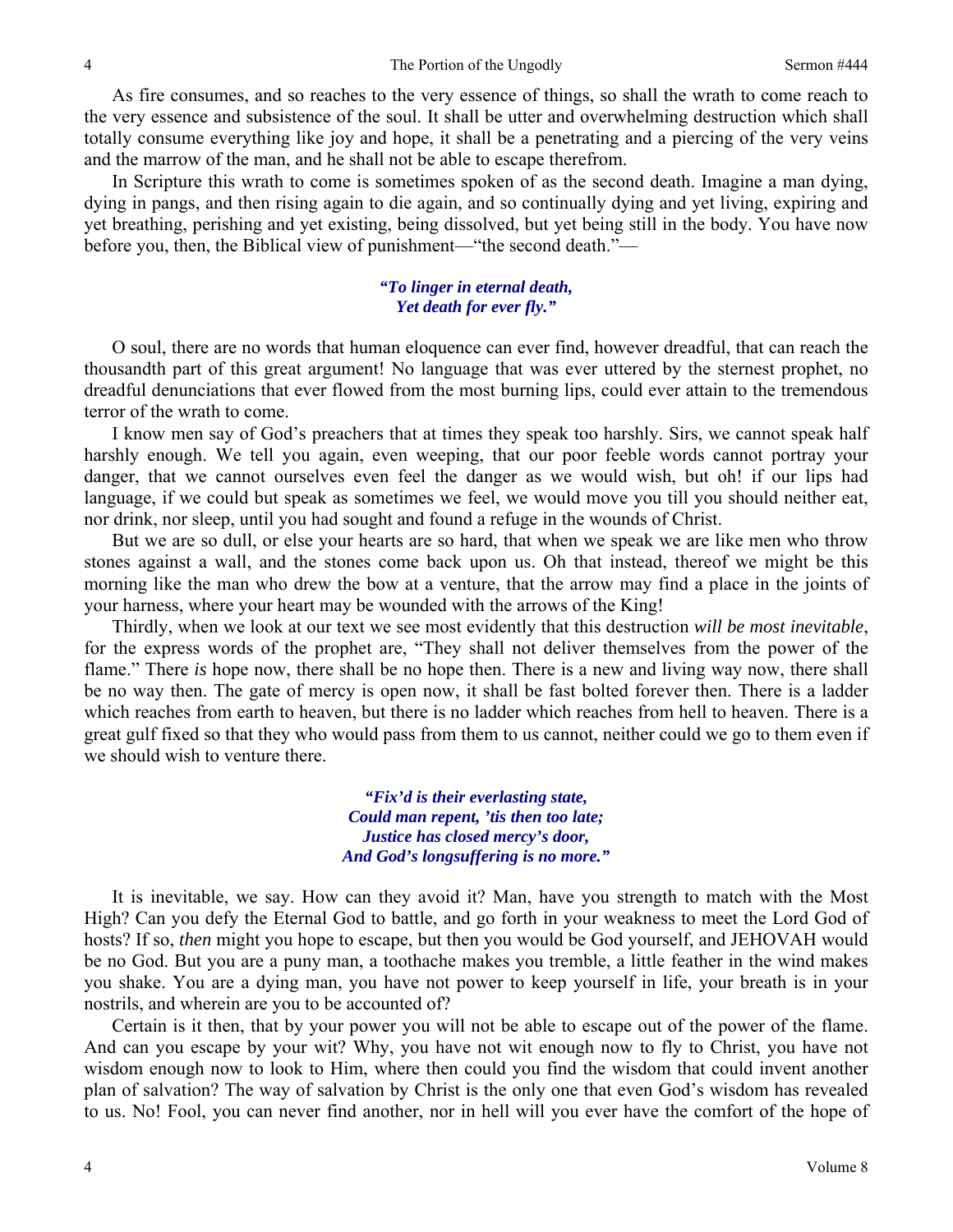As fire consumes, and so reaches to the very essence of things, so shall the wrath to come reach to the very essence and subsistence of the soul. It shall be utter and overwhelming destruction which shall totally consume everything like joy and hope, it shall be a penetrating and a piercing of the very veins and the marrow of the man, and he shall not be able to escape therefrom.

In Scripture this wrath to come is sometimes spoken of as the second death. Imagine a man dying, dying in pangs, and then rising again to die again, and so continually dying and yet living, expiring and yet breathing, perishing and yet existing, being dissolved, but yet being still in the body. You have now before you, then, the Biblical view of punishment—"the second death."—

> ***"To linger in eternal death,***
> ***Yet death for ever fly."***

O soul, there are no words that human eloquence can ever find, however dreadful, that can reach the thousandth part of this great argument! No language that was ever uttered by the sternest prophet, no dreadful denunciations that ever flowed from the most burning lips, could ever attain to the tremendous terror of the wrath to come.

I know men say of God's preachers that at times they speak too harshly. Sirs, we cannot speak half harshly enough. We tell you again, even weeping, that our poor feeble words cannot portray your danger, that we cannot ourselves even feel the danger as we would wish, but oh! if our lips had language, if we could but speak as sometimes we feel, we would move you till you should neither eat, nor drink, nor sleep, until you had sought and found a refuge in the wounds of Christ.

But we are so dull, or else your hearts are so hard, that when we speak we are like men who throw stones against a wall, and the stones come back upon us. Oh that instead, thereof we might be this morning like the man who drew the bow at a venture, that the arrow may find a place in the joints of your harness, where your heart may be wounded with the arrows of the King!

Thirdly, when we look at our text we see most evidently that this destruction *will be most inevitable*, for the express words of the prophet are, "They shall not deliver themselves from the power of the flame." There *is* hope now, there shall be no hope then. There is a new and living way now, there shall be no way then. The gate of mercy is open now, it shall be fast bolted forever then. There is a ladder which reaches from earth to heaven, but there is no ladder which reaches from hell to heaven. There is a great gulf fixed so that they who would pass from them to us cannot, neither could we go to them even if we should wish to venture there.

> ***"Fix'd is their everlasting state,***
> ***Could man repent, 'tis then too late;***
> ***Justice has closed mercy's door,***
> ***And God's longsuffering is no more."***

It is inevitable, we say. How can they avoid it? Man, have you strength to match with the Most High? Can you defy the Eternal God to battle, and go forth in your weakness to meet the Lord God of hosts? If so, *then* might you hope to escape, but then you would be God yourself, and JEHOVAH would be no God. But you are a puny man, a toothache makes you tremble, a little feather in the wind makes you shake. You are a dying man, you have not power to keep yourself in life, your breath is in your nostrils, and wherein are you to be accounted of?

Certain is it then, that by your power you will not be able to escape out of the power of the flame. And can you escape by your wit? Why, you have not wit enough now to fly to Christ, you have not wisdom enough now to look to Him, where then could you find the wisdom that could invent another plan of salvation? The way of salvation by Christ is the only one that even God's wisdom has revealed to us. No! Fool, you can never find another, nor in hell will you ever have the comfort of the hope of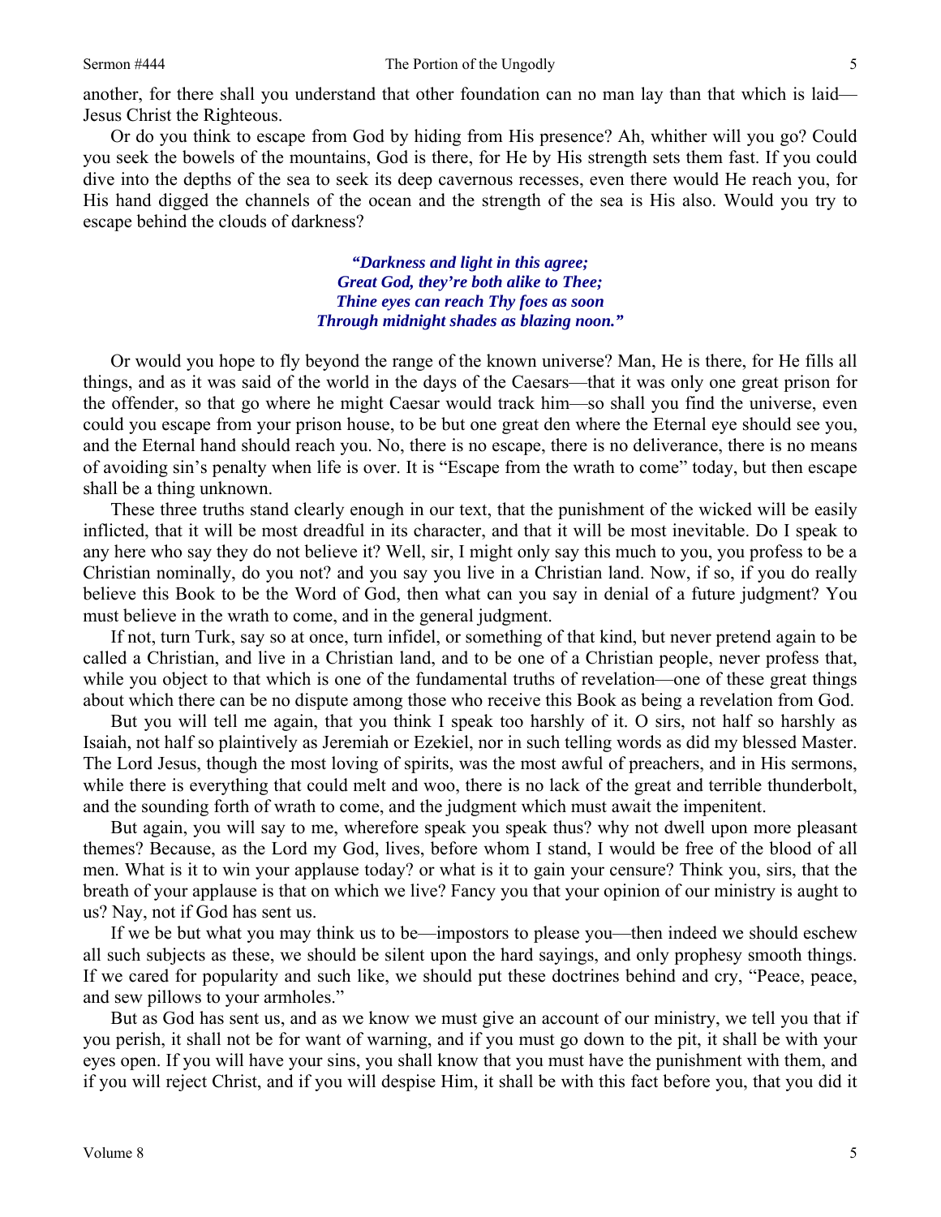another, for there shall you understand that other foundation can no man lay than that which is laid—Jesus Christ the Righteous.

Or do you think to escape from God by hiding from His presence? Ah, whither will you go? Could you seek the bowels of the mountains, God is there, for He by His strength sets them fast. If you could dive into the depths of the sea to seek its deep cavernous recesses, even there would He reach you, for His hand digged the channels of the ocean and the strength of the sea is His also. Would you try to escape behind the clouds of darkness?

> ***"Darkness and light in this agree;***
> ***Great God, they're both alike to Thee;***
> ***Thine eyes can reach Thy foes as soon***
> ***Through midnight shades as blazing noon."***

Or would you hope to fly beyond the range of the known universe? Man, He is there, for He fills all things, and as it was said of the world in the days of the Caesars—that it was only one great prison for the offender, so that go where he might Caesar would track him—so shall you find the universe, even could you escape from your prison house, to be but one great den where the Eternal eye should see you, and the Eternal hand should reach you. No, there is no escape, there is no deliverance, there is no means of avoiding sin's penalty when life is over. It is "Escape from the wrath to come" today, but then escape shall be a thing unknown.

These three truths stand clearly enough in our text, that the punishment of the wicked will be easily inflicted, that it will be most dreadful in its character, and that it will be most inevitable. Do I speak to any here who say they do not believe it? Well, sir, I might only say this much to you, you profess to be a Christian nominally, do you not? and you say you live in a Christian land. Now, if so, if you do really believe this Book to be the Word of God, then what can you say in denial of a future judgment? You must believe in the wrath to come, and in the general judgment.

If not, turn Turk, say so at once, turn infidel, or something of that kind, but never pretend again to be called a Christian, and live in a Christian land, and to be one of a Christian people, never profess that, while you object to that which is one of the fundamental truths of revelation—one of these great things about which there can be no dispute among those who receive this Book as being a revelation from God.

But you will tell me again, that you think I speak too harshly of it. O sirs, not half so harshly as Isaiah, not half so plaintively as Jeremiah or Ezekiel, nor in such telling words as did my blessed Master. The Lord Jesus, though the most loving of spirits, was the most awful of preachers, and in His sermons, while there is everything that could melt and woo, there is no lack of the great and terrible thunderbolt, and the sounding forth of wrath to come, and the judgment which must await the impenitent.

But again, you will say to me, wherefore speak you speak thus? why not dwell upon more pleasant themes? Because, as the Lord my God, lives, before whom I stand, I would be free of the blood of all men. What is it to win your applause today? or what is it to gain your censure? Think you, sirs, that the breath of your applause is that on which we live? Fancy you that your opinion of our ministry is aught to us? Nay, not if God has sent us.

If we be but what you may think us to be—impostors to please you—then indeed we should eschew all such subjects as these, we should be silent upon the hard sayings, and only prophesy smooth things. If we cared for popularity and such like, we should put these doctrines behind and cry, "Peace, peace, and sew pillows to your armholes."

But as God has sent us, and as we know we must give an account of our ministry, we tell you that if you perish, it shall not be for want of warning, and if you must go down to the pit, it shall be with your eyes open. If you will have your sins, you shall know that you must have the punishment with them, and if you will reject Christ, and if you will despise Him, it shall be with this fact before you, that you did it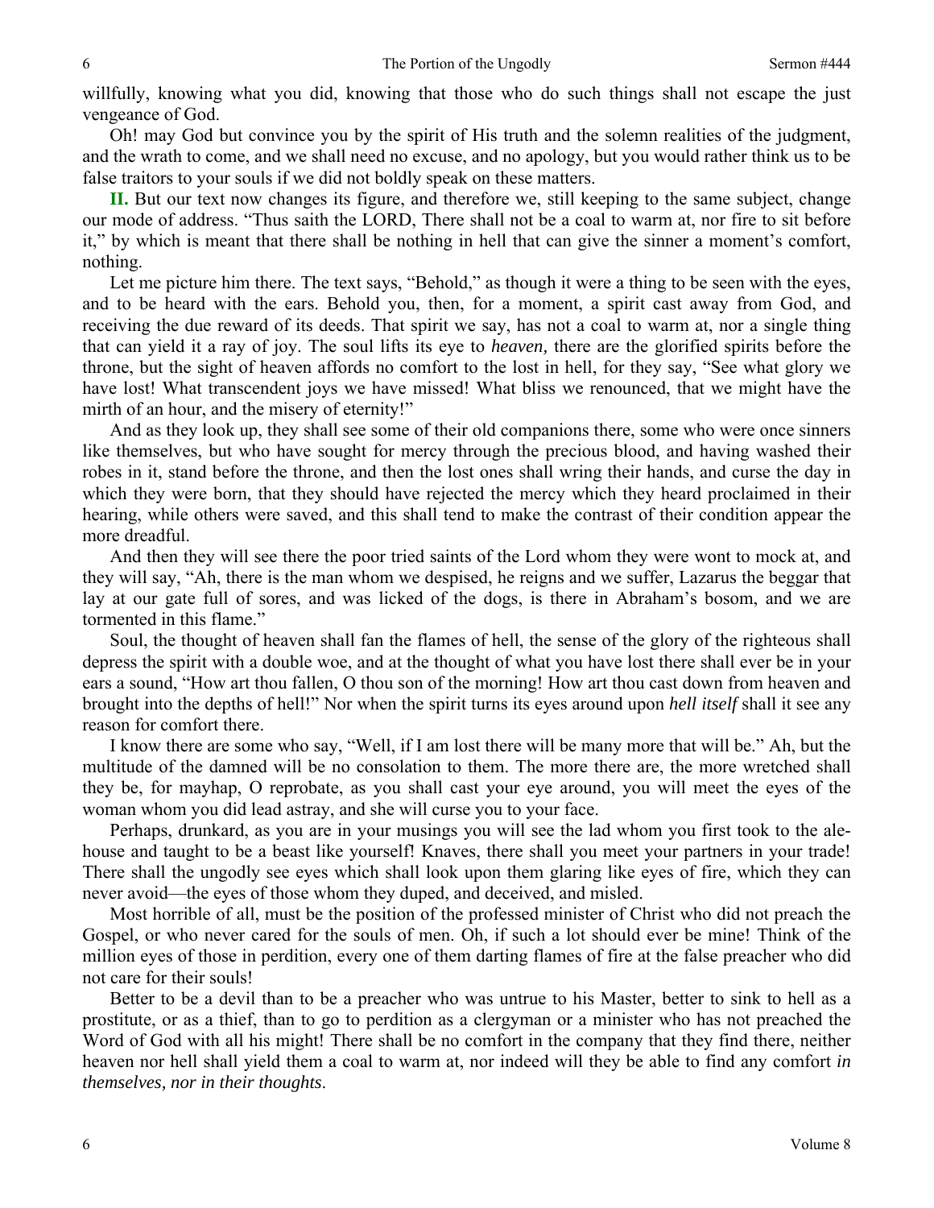willfully, knowing what you did, knowing that those who do such things shall not escape the just vengeance of God.

Oh! may God but convince you by the spirit of His truth and the solemn realities of the judgment, and the wrath to come, and we shall need no excuse, and no apology, but you would rather think us to be false traitors to your souls if we did not boldly speak on these matters.

**II.** But our text now changes its figure, and therefore we, still keeping to the same subject, change our mode of address. "Thus saith the LORD, There shall not be a coal to warm at, nor fire to sit before it," by which is meant that there shall be nothing in hell that can give the sinner a moment's comfort, nothing.

Let me picture him there. The text says, "Behold," as though it were a thing to be seen with the eyes, and to be heard with the ears. Behold you, then, for a moment, a spirit cast away from God, and receiving the due reward of its deeds. That spirit we say, has not a coal to warm at, nor a single thing that can yield it a ray of joy. The soul lifts its eye to *heaven,* there are the glorified spirits before the throne, but the sight of heaven affords no comfort to the lost in hell, for they say, "See what glory we have lost! What transcendent joys we have missed! What bliss we renounced, that we might have the mirth of an hour, and the misery of eternity!"

And as they look up, they shall see some of their old companions there, some who were once sinners like themselves, but who have sought for mercy through the precious blood, and having washed their robes in it, stand before the throne, and then the lost ones shall wring their hands, and curse the day in which they were born, that they should have rejected the mercy which they heard proclaimed in their hearing, while others were saved, and this shall tend to make the contrast of their condition appear the more dreadful.

And then they will see there the poor tried saints of the Lord whom they were wont to mock at, and they will say, "Ah, there is the man whom we despised, he reigns and we suffer, Lazarus the beggar that lay at our gate full of sores, and was licked of the dogs, is there in Abraham's bosom, and we are tormented in this flame."

Soul, the thought of heaven shall fan the flames of hell, the sense of the glory of the righteous shall depress the spirit with a double woe, and at the thought of what you have lost there shall ever be in your ears a sound, "How art thou fallen, O thou son of the morning! How art thou cast down from heaven and brought into the depths of hell!" Nor when the spirit turns its eyes around upon *hell itself* shall it see any reason for comfort there.

I know there are some who say, "Well, if I am lost there will be many more that will be." Ah, but the multitude of the damned will be no consolation to them. The more there are, the more wretched shall they be, for mayhap, O reprobate, as you shall cast your eye around, you will meet the eyes of the woman whom you did lead astray, and she will curse you to your face.

Perhaps, drunkard, as you are in your musings you will see the lad whom you first took to the ale-house and taught to be a beast like yourself! Knaves, there shall you meet your partners in your trade! There shall the ungodly see eyes which shall look upon them glaring like eyes of fire, which they can never avoid—the eyes of those whom they duped, and deceived, and misled.

Most horrible of all, must be the position of the professed minister of Christ who did not preach the Gospel, or who never cared for the souls of men. Oh, if such a lot should ever be mine! Think of the million eyes of those in perdition, every one of them darting flames of fire at the false preacher who did not care for their souls!

Better to be a devil than to be a preacher who was untrue to his Master, better to sink to hell as a prostitute, or as a thief, than to go to perdition as a clergyman or a minister who has not preached the Word of God with all his might! There shall be no comfort in the company that they find there, neither heaven nor hell shall yield them a coal to warm at, nor indeed will they be able to find any comfort *in themselves, nor in their thoughts*.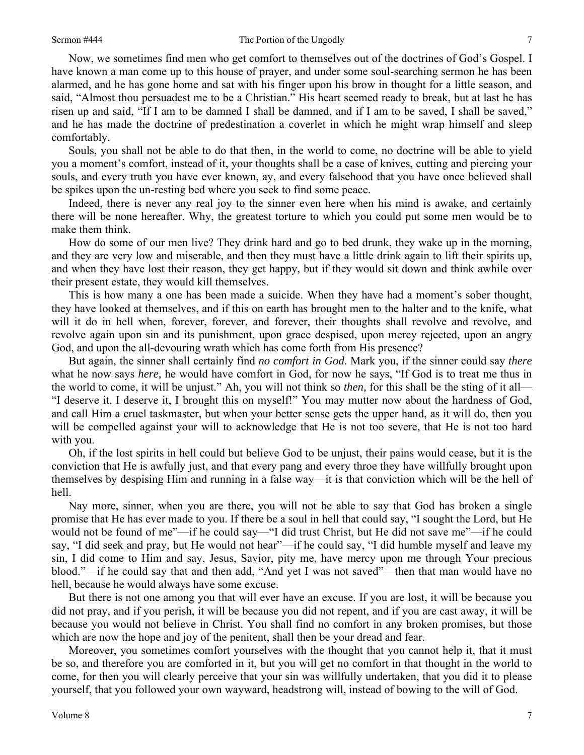Now, we sometimes find men who get comfort to themselves out of the doctrines of God's Gospel. I have known a man come up to this house of prayer, and under some soul-searching sermon he has been alarmed, and he has gone home and sat with his finger upon his brow in thought for a little season, and said, "Almost thou persuadest me to be a Christian." His heart seemed ready to break, but at last he has risen up and said, "If I am to be damned I shall be damned, and if I am to be saved, I shall be saved," and he has made the doctrine of predestination a coverlet in which he might wrap himself and sleep comfortably.

Souls, you shall not be able to do that then, in the world to come, no doctrine will be able to yield you a moment's comfort, instead of it, your thoughts shall be a case of knives, cutting and piercing your souls, and every truth you have ever known, ay, and every falsehood that you have once believed shall be spikes upon the un-resting bed where you seek to find some peace.

Indeed, there is never any real joy to the sinner even here when his mind is awake, and certainly there will be none hereafter. Why, the greatest torture to which you could put some men would be to make them think.

How do some of our men live? They drink hard and go to bed drunk, they wake up in the morning, and they are very low and miserable, and then they must have a little drink again to lift their spirits up, and when they have lost their reason, they get happy, but if they would sit down and think awhile over their present estate, they would kill themselves.

This is how many a one has been made a suicide. When they have had a moment's sober thought, they have looked at themselves, and if this on earth has brought men to the halter and to the knife, what will it do in hell when, forever, forever, and forever, their thoughts shall revolve and revolve, and revolve again upon sin and its punishment, upon grace despised, upon mercy rejected, upon an angry God, and upon the all-devouring wrath which has come forth from His presence?

But again, the sinner shall certainly find *no comfort in God*. Mark you, if the sinner could say *there* what he now says *here,* he would have comfort in God, for now he says, "If God is to treat me thus in the world to come, it will be unjust." Ah, you will not think so *then,* for this shall be the sting of it all—"I deserve it, I deserve it, I brought this on myself!" You may mutter now about the hardness of God, and call Him a cruel taskmaster, but when your better sense gets the upper hand, as it will do, then you will be compelled against your will to acknowledge that He is not too severe, that He is not too hard with you.

Oh, if the lost spirits in hell could but believe God to be unjust, their pains would cease, but it is the conviction that He is awfully just, and that every pang and every throe they have willfully brought upon themselves by despising Him and running in a false way—it is that conviction which will be the hell of hell.

Nay more, sinner, when you are there, you will not be able to say that God has broken a single promise that He has ever made to you. If there be a soul in hell that could say, "I sought the Lord, but He would not be found of me"—if he could say—"I did trust Christ, but He did not save me"—if he could say, "I did seek and pray, but He would not hear"—if he could say, "I did humble myself and leave my sin, I did come to Him and say, Jesus, Savior, pity me, have mercy upon me through Your precious blood."—if he could say that and then add, "And yet I was not saved"—then that man would have no hell, because he would always have some excuse.

But there is not one among you that will ever have an excuse. If you are lost, it will be because you did not pray, and if you perish, it will be because you did not repent, and if you are cast away, it will be because you would not believe in Christ. You shall find no comfort in any broken promises, but those which are now the hope and joy of the penitent, shall then be your dread and fear.

Moreover, you sometimes comfort yourselves with the thought that you cannot help it, that it must be so, and therefore you are comforted in it, but you will get no comfort in that thought in the world to come, for then you will clearly perceive that your sin was willfully undertaken, that you did it to please yourself, that you followed your own wayward, headstrong will, instead of bowing to the will of God.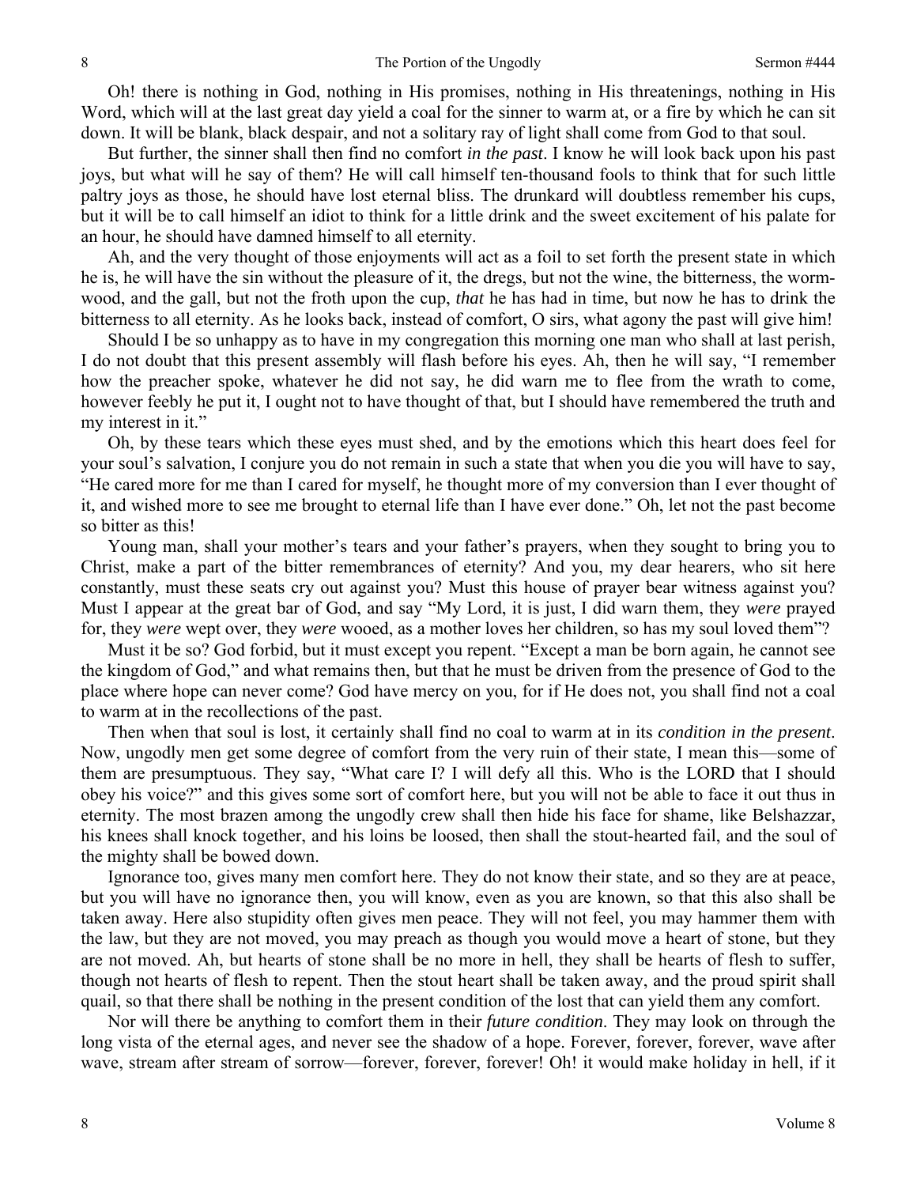Oh! there is nothing in God, nothing in His promises, nothing in His threatenings, nothing in His Word, which will at the last great day yield a coal for the sinner to warm at, or a fire by which he can sit down. It will be blank, black despair, and not a solitary ray of light shall come from God to that soul.

But further, the sinner shall then find no comfort *in the past*. I know he will look back upon his past joys, but what will he say of them? He will call himself ten-thousand fools to think that for such little paltry joys as those, he should have lost eternal bliss. The drunkard will doubtless remember his cups, but it will be to call himself an idiot to think for a little drink and the sweet excitement of his palate for an hour, he should have damned himself to all eternity.

Ah, and the very thought of those enjoyments will act as a foil to set forth the present state in which he is, he will have the sin without the pleasure of it, the dregs, but not the wine, the bitterness, the wormwood, and the gall, but not the froth upon the cup, *that* he has had in time, but now he has to drink the bitterness to all eternity. As he looks back, instead of comfort, O sirs, what agony the past will give him!

Should I be so unhappy as to have in my congregation this morning one man who shall at last perish, I do not doubt that this present assembly will flash before his eyes. Ah, then he will say, "I remember how the preacher spoke, whatever he did not say, he did warn me to flee from the wrath to come, however feebly he put it, I ought not to have thought of that, but I should have remembered the truth and my interest in it."

Oh, by these tears which these eyes must shed, and by the emotions which this heart does feel for your soul's salvation, I conjure you do not remain in such a state that when you die you will have to say, "He cared more for me than I cared for myself, he thought more of my conversion than I ever thought of it, and wished more to see me brought to eternal life than I have ever done." Oh, let not the past become so bitter as this!

Young man, shall your mother's tears and your father's prayers, when they sought to bring you to Christ, make a part of the bitter remembrances of eternity? And you, my dear hearers, who sit here constantly, must these seats cry out against you? Must this house of prayer bear witness against you? Must I appear at the great bar of God, and say "My Lord, it is just, I did warn them, they *were* prayed for, they *were* wept over, they *were* wooed, as a mother loves her children, so has my soul loved them"?

Must it be so? God forbid, but it must except you repent. "Except a man be born again, he cannot see the kingdom of God," and what remains then, but that he must be driven from the presence of God to the place where hope can never come? God have mercy on you, for if He does not, you shall find not a coal to warm at in the recollections of the past.

Then when that soul is lost, it certainly shall find no coal to warm at in its *condition in the present*. Now, ungodly men get some degree of comfort from the very ruin of their state, I mean this—some of them are presumptuous. They say, "What care I? I will defy all this. Who is the LORD that I should obey his voice?" and this gives some sort of comfort here, but you will not be able to face it out thus in eternity. The most brazen among the ungodly crew shall then hide his face for shame, like Belshazzar, his knees shall knock together, and his loins be loosed, then shall the stout-hearted fail, and the soul of the mighty shall be bowed down.

Ignorance too, gives many men comfort here. They do not know their state, and so they are at peace, but you will have no ignorance then, you will know, even as you are known, so that this also shall be taken away. Here also stupidity often gives men peace. They will not feel, you may hammer them with the law, but they are not moved, you may preach as though you would move a heart of stone, but they are not moved. Ah, but hearts of stone shall be no more in hell, they shall be hearts of flesh to suffer, though not hearts of flesh to repent. Then the stout heart shall be taken away, and the proud spirit shall quail, so that there shall be nothing in the present condition of the lost that can yield them any comfort.

Nor will there be anything to comfort them in their *future condition*. They may look on through the long vista of the eternal ages, and never see the shadow of a hope. Forever, forever, forever, wave after wave, stream after stream of sorrow—forever, forever, forever! Oh! it would make holiday in hell, if it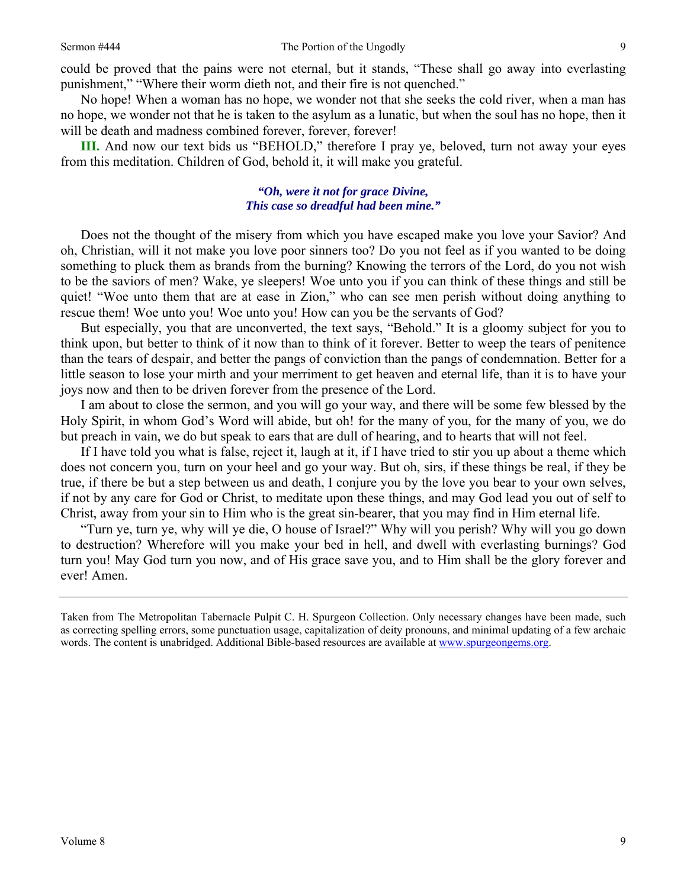could be proved that the pains were not eternal, but it stands, "These shall go away into everlasting punishment," "Where their worm dieth not, and their fire is not quenched."

No hope! When a woman has no hope, we wonder not that she seeks the cold river, when a man has no hope, we wonder not that he is taken to the asylum as a lunatic, but when the soul has no hope, then it will be death and madness combined forever, forever, forever!

**III.** And now our text bids us "BEHOLD," therefore I pray ye, beloved, turn not away your eyes from this meditation. Children of God, behold it, it will make you grateful.

> ***"Oh, were it not for grace Divine,***
> ***This case so dreadful had been mine."***

Does not the thought of the misery from which you have escaped make you love your Savior? And oh, Christian, will it not make you love poor sinners too? Do you not feel as if you wanted to be doing something to pluck them as brands from the burning? Knowing the terrors of the Lord, do you not wish to be the saviors of men? Wake, ye sleepers! Woe unto you if you can think of these things and still be quiet! "Woe unto them that are at ease in Zion," who can see men perish without doing anything to rescue them! Woe unto you! Woe unto you! How can you be the servants of God?

But especially, you that are unconverted, the text says, "Behold." It is a gloomy subject for you to think upon, but better to think of it now than to think of it forever. Better to weep the tears of penitence than the tears of despair, and better the pangs of conviction than the pangs of condemnation. Better for a little season to lose your mirth and your merriment to get heaven and eternal life, than it is to have your joys now and then to be driven forever from the presence of the Lord.

I am about to close the sermon, and you will go your way, and there will be some few blessed by the Holy Spirit, in whom God's Word will abide, but oh! for the many of you, for the many of you, we do but preach in vain, we do but speak to ears that are dull of hearing, and to hearts that will not feel.

If I have told you what is false, reject it, laugh at it, if I have tried to stir you up about a theme which does not concern you, turn on your heel and go your way. But oh, sirs, if these things be real, if they be true, if there be but a step between us and death, I conjure you by the love you bear to your own selves, if not by any care for God or Christ, to meditate upon these things, and may God lead you out of self to Christ, away from your sin to Him who is the great sin-bearer, that you may find in Him eternal life.

"Turn ye, turn ye, why will ye die, O house of Israel?" Why will you perish? Why will you go down to destruction? Wherefore will you make your bed in hell, and dwell with everlasting burnings? God turn you! May God turn you now, and of His grace save you, and to Him shall be the glory forever and ever! Amen.

---

Taken from The Metropolitan Tabernacle Pulpit C. H. Spurgeon Collection. Only necessary changes have been made, such as correcting spelling errors, some punctuation usage, capitalization of deity pronouns, and minimal updating of a few archaic words. The content is unabridged. Additional Bible-based resources are available at www.spurgeongems.org.